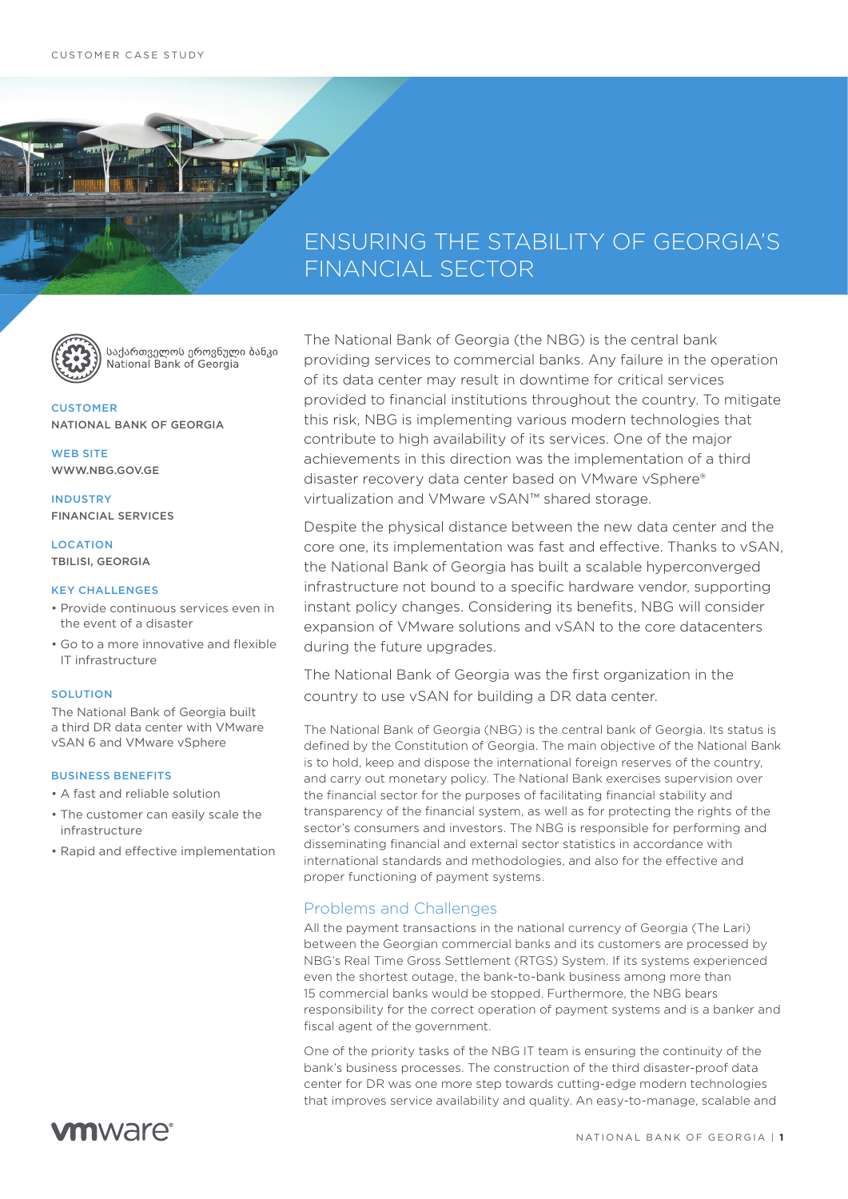CUSTOMER CASE STUDY

# ENSURING THE STABILITY OF GEORGIA'S FINANCIAL SECTOR

საქართველოს ეროვნული ბანკი
National Bank of Georgia

**CUSTOMER**
NATIONAL BANK OF GEORGIA

**WEB SITE**
WWW.NBG.GOV.GE

**INDUSTRY**
FINANCIAL SERVICES

**LOCATION**
TBILISI, GEORGIA

**KEY CHALLENGES**

- Provide continuous services even in the event of a disaster
- Go to a more innovative and flexible IT infrastructure

**SOLUTION**

The National Bank of Georgia built a third DR data center with VMware vSAN 6 and VMware vSphere

**BUSINESS BENEFITS**

- A fast and reliable solution
- The customer can easily scale the infrastructure
- Rapid and effective implementation

The National Bank of Georgia (the NBG) is the central bank providing services to commercial banks. Any failure in the operation of its data center may result in downtime for critical services provided to financial institutions throughout the country. To mitigate this risk, NBG is implementing various modern technologies that contribute to high availability of its services. One of the major achievements in this direction was the implementation of a third disaster recovery data center based on VMware vSphere® virtualization and VMware vSAN™ shared storage.

Despite the physical distance between the new data center and the core one, its implementation was fast and effective. Thanks to vSAN, the National Bank of Georgia has built a scalable hyperconverged infrastructure not bound to a specific hardware vendor, supporting instant policy changes. Considering its benefits, NBG will consider expansion of VMware solutions and vSAN to the core datacenters during the future upgrades.

The National Bank of Georgia was the first organization in the country to use vSAN for building a DR data center.

The National Bank of Georgia (NBG) is the central bank of Georgia. Its status is defined by the Constitution of Georgia. The main objective of the National Bank is to hold, keep and dispose the international foreign reserves of the country, and carry out monetary policy. The National Bank exercises supervision over the financial sector for the purposes of facilitating financial stability and transparency of the financial system, as well as for protecting the rights of the sector's consumers and investors. The NBG is responsible for performing and disseminating financial and external sector statistics in accordance with international standards and methodologies, and also for the effective and proper functioning of payment systems.

## Problems and Challenges

All the payment transactions in the national currency of Georgia (The Lari) between the Georgian commercial banks and its customers are processed by NBG's Real Time Gross Settlement (RTGS) System. If its systems experienced even the shortest outage, the bank-to-bank business among more than 15 commercial banks would be stopped. Furthermore, the NBG bears responsibility for the correct operation of payment systems and is a banker and fiscal agent of the government.

One of the priority tasks of the NBG IT team is ensuring the continuity of the bank's business processes. The construction of the third disaster-proof data center for DR was one more step towards cutting-edge modern technologies that improves service availability and quality. An easy-to-manage, scalable and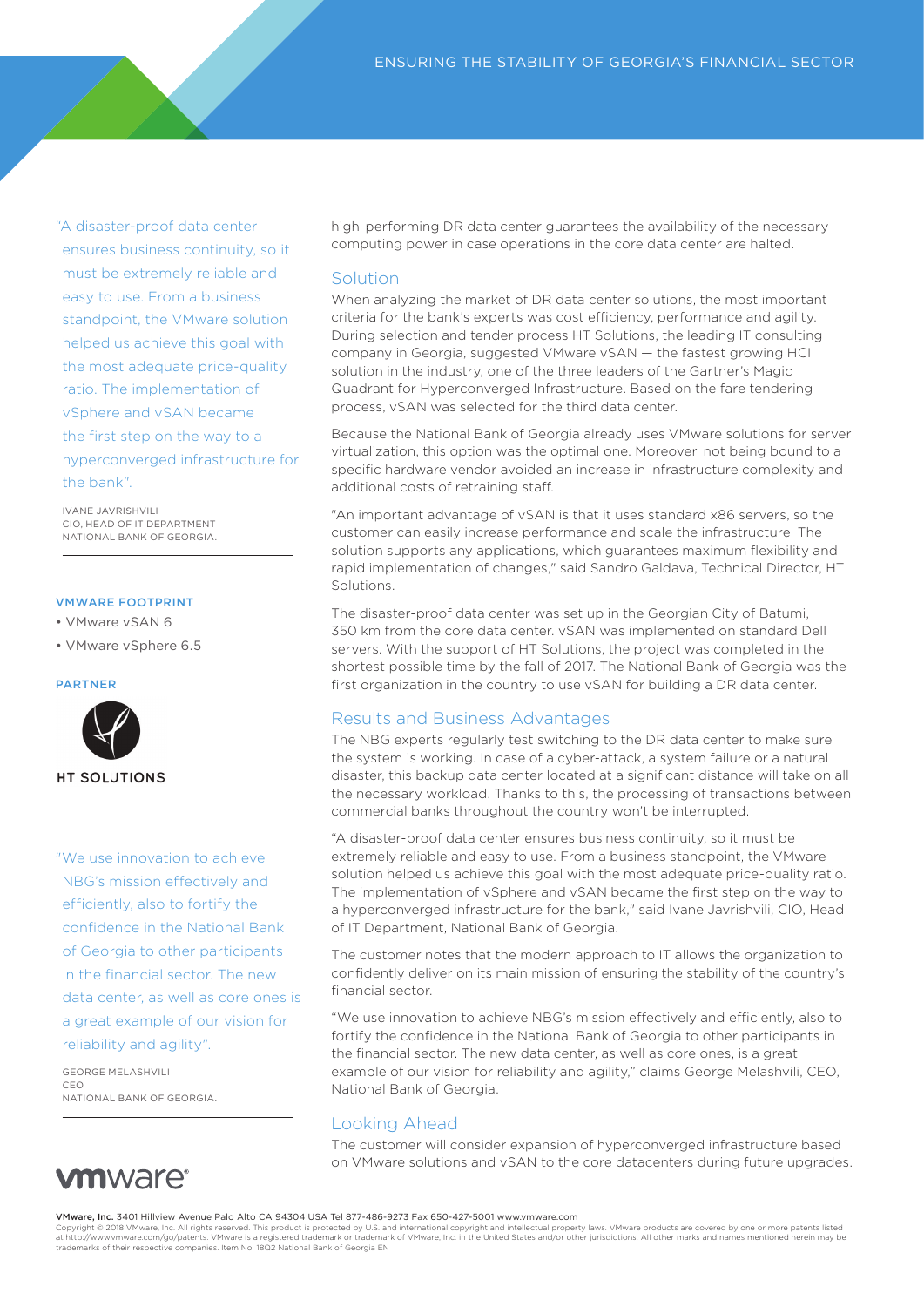high-performing DR data center guarantees the availability of the necessary computing power in case operations in the core data center are halted.

## Solution

When analyzing the market of DR data center solutions, the most important criteria for the bank's experts was cost efficiency, performance and agility. During selection and tender process HT Solutions, the leading IT consulting company in Georgia, suggested VMware vSAN — the fastest growing HCI solution in the industry, one of the three leaders of the Gartner's Magic Quadrant for Hyperconverged Infrastructure. Based on the fare tendering process, vSAN was selected for the third data center.

Because the National Bank of Georgia already uses VMware solutions for server virtualization, this option was the optimal one. Moreover, not being bound to a specific hardware vendor avoided an increase in infrastructure complexity and additional costs of retraining staff.

"An important advantage of vSAN is that it uses standard x86 servers, so the customer can easily increase performance and scale the infrastructure. The solution supports any applications, which guarantees maximum flexibility and rapid implementation of changes," said Sandro Galdava, Technical Director, HT Solutions.

The disaster-proof data center was set up in the Georgian City of Batumi, 350 km from the core data center. vSAN was implemented on standard Dell servers. With the support of HT Solutions, the project was completed in the shortest possible time by the fall of 2017. The National Bank of Georgia was the first organization in the country to use vSAN for building a DR data center.

## Results and Business Advantages

The NBG experts regularly test switching to the DR data center to make sure the system is working. In case of a cyber-attack, a system failure or a natural disaster, this backup data center located at a significant distance will take on all the necessary workload. Thanks to this, the processing of transactions between commercial banks throughout the country won't be interrupted.

"A disaster-proof data center ensures business continuity, so it must be extremely reliable and easy to use. From a business standpoint, the VMware solution helped us achieve this goal with the most adequate price-quality ratio. The implementation of vSphere and vSAN became the first step on the way to a hyperconverged infrastructure for the bank," said Ivane Javrishvili, CIO, Head of IT Department, National Bank of Georgia.

The customer notes that the modern approach to IT allows the organization to confidently deliver on its main mission of ensuring the stability of the country's financial sector.

"We use innovation to achieve NBG's mission effectively and efficiently, also to fortify the confidence in the National Bank of Georgia to other participants in the financial sector. The new data center, as well as core ones, is a great example of our vision for reliability and agility," claims George Melashvili, CEO, National Bank of Georgia.

## Looking Ahead

The customer will consider expansion of hyperconverged infrastructure based on VMware solutions and vSAN to the core datacenters during future upgrades.

---

"A disaster-proof data center ensures business continuity, so it must be extremely reliable and easy to use. From a business standpoint, the VMware solution helped us achieve this goal with the most adequate price-quality ratio. The implementation of vSphere and vSAN became the first step on the way to a hyperconverged infrastructure for the bank".

IVANE JAVRISHVILI
CIO, HEAD OF IT DEPARTMENT
NATIONAL BANK OF GEORGIA.

**VMWARE FOOTPRINT**

- VMware vSAN 6
- VMware vSphere 6.5

**PARTNER**

HT SOLUTIONS

"We use innovation to achieve NBG's mission effectively and efficiently, also to fortify the confidence in the National Bank of Georgia to other participants in the financial sector. The new data center, as well as core ones is a great example of our vision for reliability and agility".

GEORGE MELASHVILI
CEO
NATIONAL BANK OF GEORGIA.

**VMware, Inc.** 3401 Hillview Avenue Palo Alto CA 94304 USA Tel 877-486-9273 Fax 650-427-5001 www.vmware.com
Copyright © 2018 VMware, Inc. All rights reserved. This product is protected by U.S. and international copyright and intellectual property laws. VMware products are covered by one or more patents listed at http://www.vmware.com/go/patents. VMware is a registered trademark or trademark of VMware, Inc. in the United States and/or other jurisdictions. All other marks and names mentioned herein may be trademarks of their respective companies. Item No: 18Q2 National Bank of Georgia EN